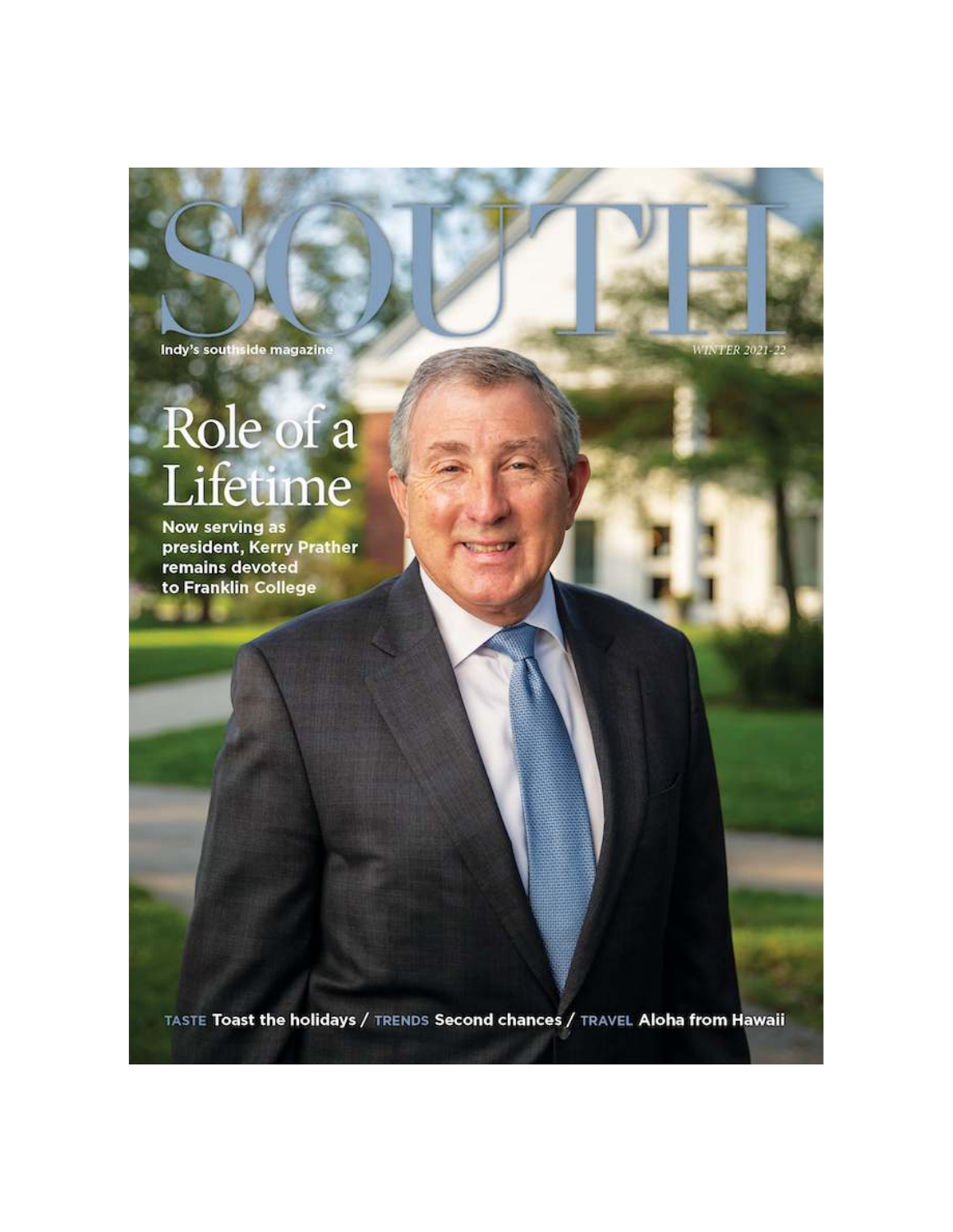# SOUTH

Indy's southside magazine

*WINTER 2021-22*

## Role of a Lifetime

**Now serving as president, Kerry Prather remains devoted to Franklin College**

TASTE **Toast the holidays** / TRENDS **Second chances** / TRAVEL **Aloha from Hawaii**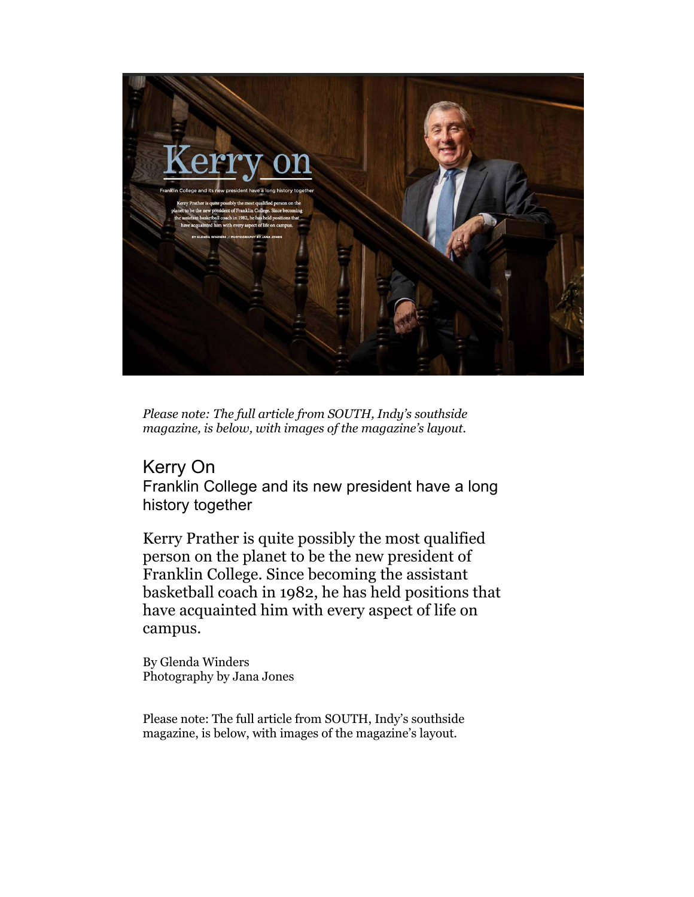*Please note: The full article from SOUTH, Indy's southside magazine, is below, with images of the magazine's layout.*

# Kerry On

## Franklin College and its new president have a long history together

Kerry Prather is quite possibly the most qualified person on the planet to be the new president of Franklin College. Since becoming the assistant basketball coach in 1982, he has held positions that have acquainted him with every aspect of life on campus.

By Glenda Winders
Photography by Jana Jones

Please note: The full article from SOUTH, Indy's southside magazine, is below, with images of the magazine's layout.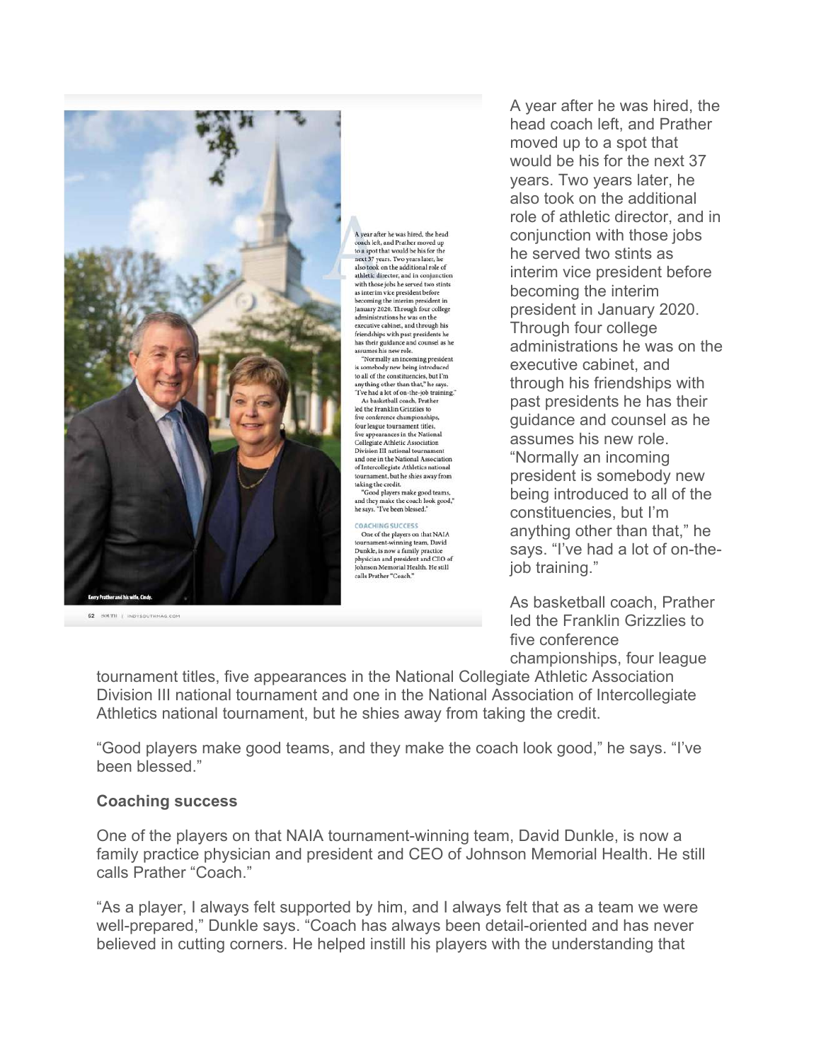A year after he was hired, the head coach left, and Prather moved up to a spot that would be his for the next 37 years. Two years later, he also took on the additional role of athletic director, and in conjunction with those jobs he served two stints as interim vice president before becoming the interim president in January 2020. Through four college administrations he was on the executive cabinet, and through his friendships with past presidents he has their guidance and counsel as he assumes his new role. "Normally an incoming president is somebody new being introduced to all of the constituencies, but I'm anything other than that," he says. "I've had a lot of on-the-job training."

As basketball coach, Prather led the Franklin Grizzlies to five conference championships, four league tournament titles, five appearances in the National Collegiate Athletic Association Division III national tournament and one in the National Association of Intercollegiate Athletics national tournament, but he shies away from taking the credit.

"Good players make good teams, and they make the coach look good," he says. "I've been blessed."

**Coaching success**

One of the players on that NAIA tournament-winning team, David Dunkle, is now a family practice physician and president and CEO of Johnson Memorial Health. He still calls Prather "Coach."

"As a player, I always felt supported by him, and I always felt that as a team we were well-prepared," Dunkle says. "Coach has always been detail-oriented and has never believed in cutting corners. He helped instill his players with the understanding that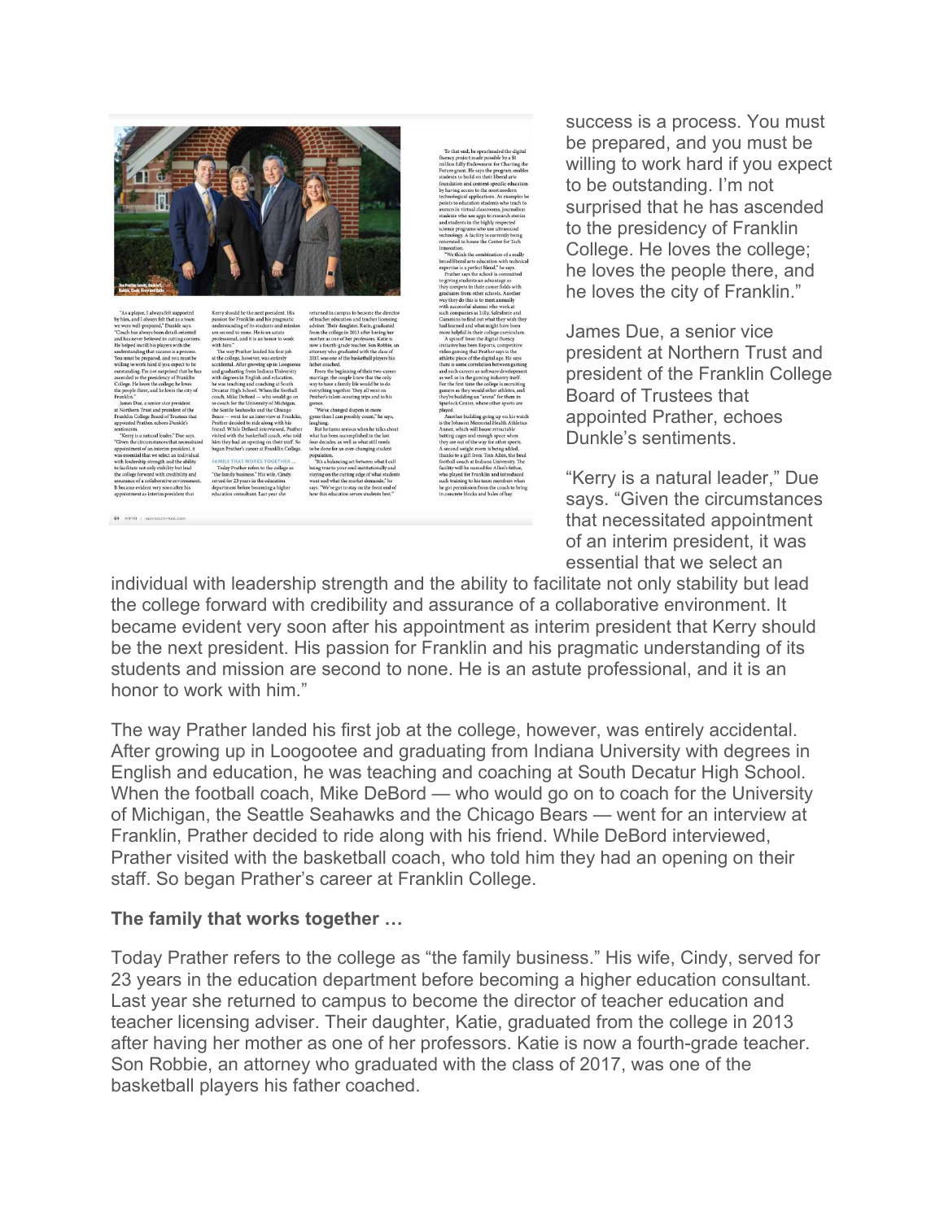success is a process. You must be prepared, and you must be willing to work hard if you expect to be outstanding. I'm not surprised that he has ascended to the presidency of Franklin College. He loves the college; he loves the people there, and he loves the city of Franklin."

James Due, a senior vice president at Northern Trust and president of the Franklin College Board of Trustees that appointed Prather, echoes Dunkle's sentiments.

"Kerry is a natural leader," Due says. "Given the circumstances that necessitated appointment of an interim president, it was essential that we select an individual with leadership strength and the ability to facilitate not only stability but lead the college forward with credibility and assurance of a collaborative environment. It became evident very soon after his appointment as interim president that Kerry should be the next president. His passion for Franklin and his pragmatic understanding of its students and mission are second to none. He is an astute professional, and it is an honor to work with him."

The way Prather landed his first job at the college, however, was entirely accidental. After growing up in Loogootee and graduating from Indiana University with degrees in English and education, he was teaching and coaching at South Decatur High School. When the football coach, Mike DeBord — who would go on to coach for the University of Michigan, the Seattle Seahawks and the Chicago Bears — went for an interview at Franklin, Prather decided to ride along with his friend. While DeBord interviewed, Prather visited with the basketball coach, who told him they had an opening on their staff. So began Prather's career at Franklin College.

**The family that works together …**

Today Prather refers to the college as "the family business." His wife, Cindy, served for 23 years in the education department before becoming a higher education consultant. Last year she returned to campus to become the director of teacher education and teacher licensing adviser. Their daughter, Katie, graduated from the college in 2013 after having her mother as one of her professors. Katie is now a fourth-grade teacher. Son Robbie, an attorney who graduated with the class of 2017, was one of the basketball players his father coached.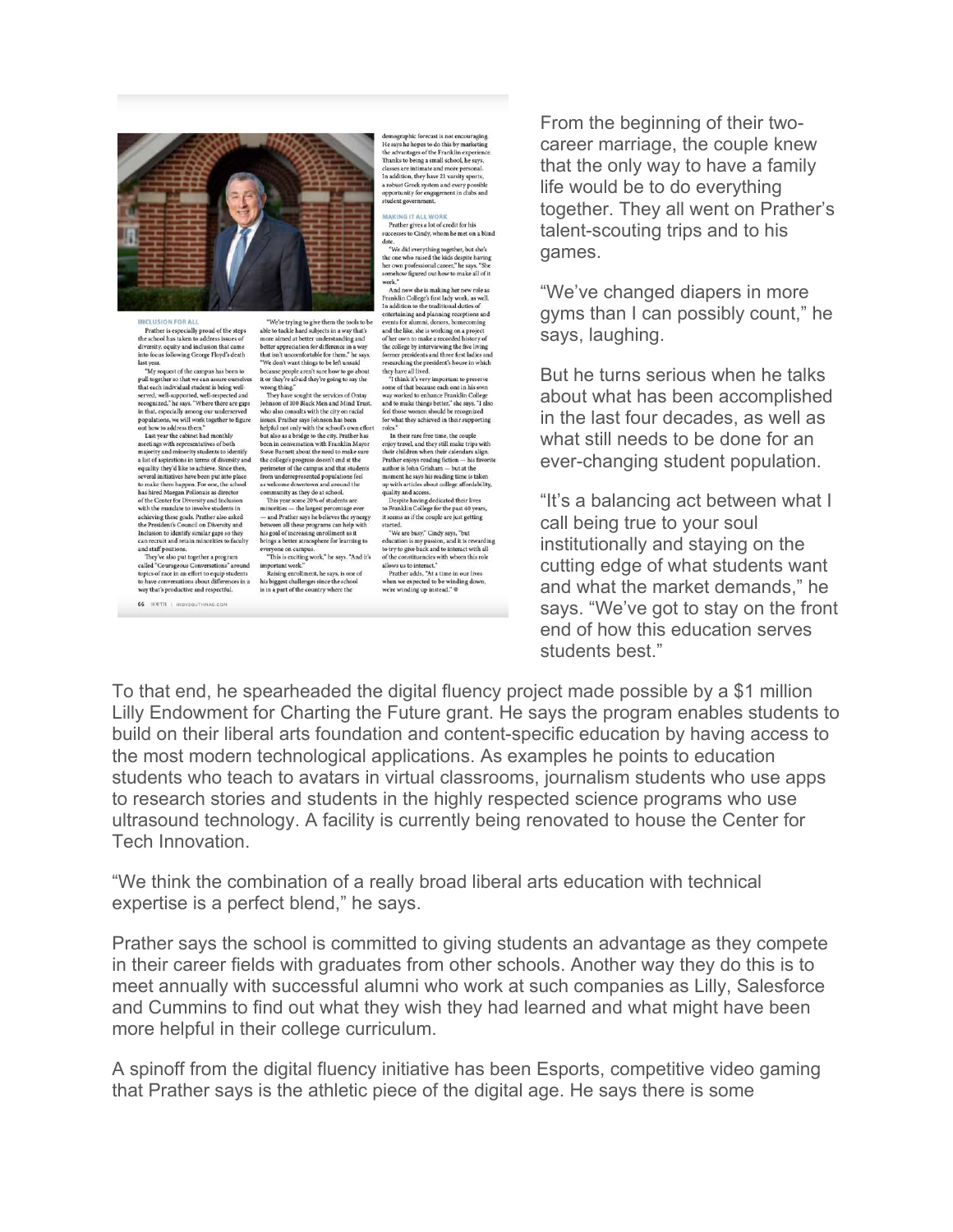From the beginning of their two-career marriage, the couple knew that the only way to have a family life would be to do everything together. They all went on Prather's talent-scouting trips and to his games.

"We've changed diapers in more gyms than I can possibly count," he says, laughing.

But he turns serious when he talks about what has been accomplished in the last four decades, as well as what still needs to be done for an ever-changing student population.

"It's a balancing act between what I call being true to your soul institutionally and staying on the cutting edge of what students want and what the market demands," he says. "We've got to stay on the front end of how this education serves students best."

To that end, he spearheaded the digital fluency project made possible by a $1 million Lilly Endowment for Charting the Future grant. He says the program enables students to build on their liberal arts foundation and content-specific education by having access to the most modern technological applications. As examples he points to education students who teach to avatars in virtual classrooms, journalism students who use apps to research stories and students in the highly respected science programs who use ultrasound technology. A facility is currently being renovated to house the Center for Tech Innovation.

"We think the combination of a really broad liberal arts education with technical expertise is a perfect blend," he says.

Prather says the school is committed to giving students an advantage as they compete in their career fields with graduates from other schools. Another way they do this is to meet annually with successful alumni who work at such companies as Lilly, Salesforce and Cummins to find out what they wish they had learned and what might have been more helpful in their college curriculum.

A spinoff from the digital fluency initiative has been Esports, competitive video gaming that Prather says is the athletic piece of the digital age. He says there is some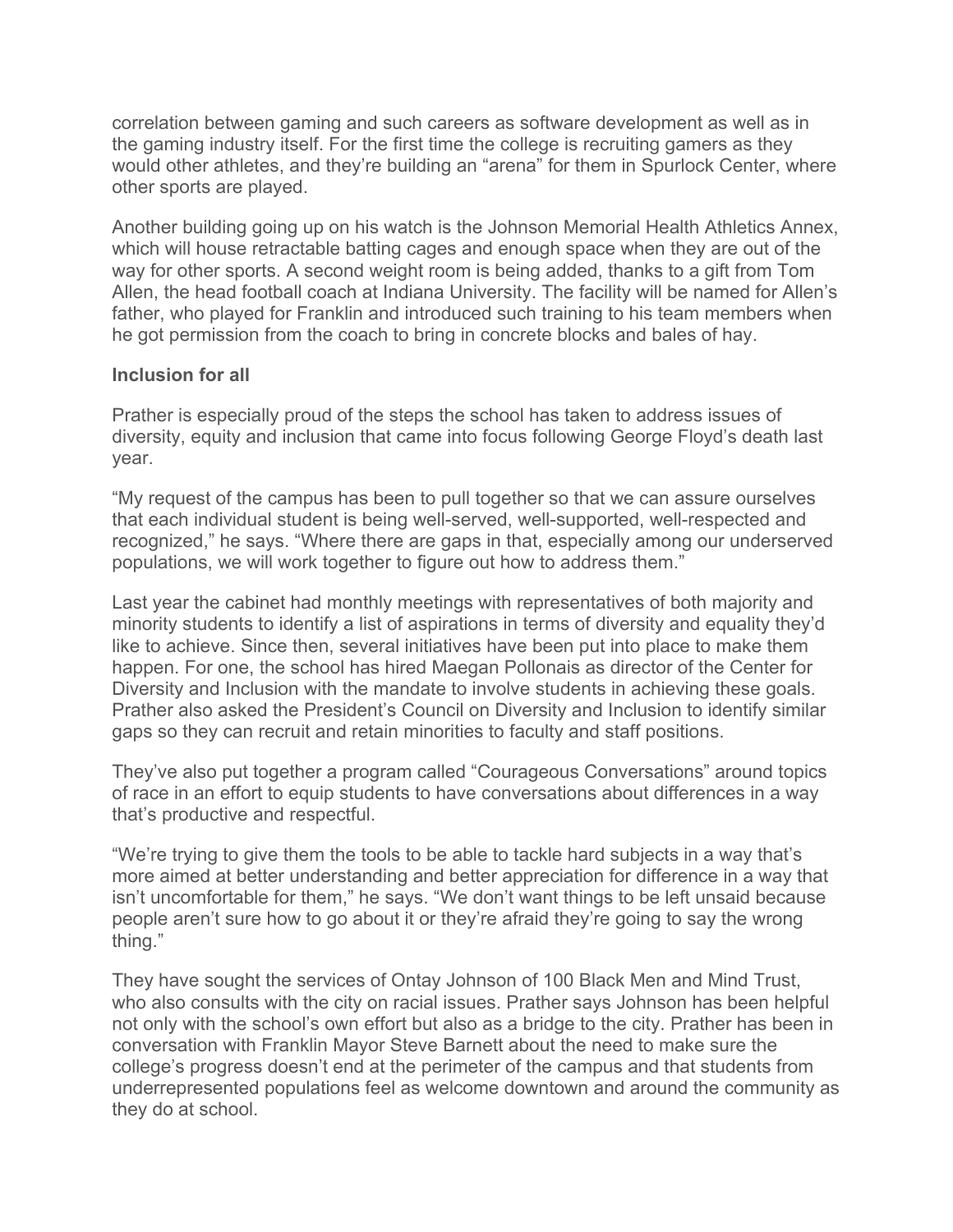correlation between gaming and such careers as software development as well as in the gaming industry itself. For the first time the college is recruiting gamers as they would other athletes, and they're building an "arena" for them in Spurlock Center, where other sports are played.

Another building going up on his watch is the Johnson Memorial Health Athletics Annex, which will house retractable batting cages and enough space when they are out of the way for other sports. A second weight room is being added, thanks to a gift from Tom Allen, the head football coach at Indiana University. The facility will be named for Allen's father, who played for Franklin and introduced such training to his team members when he got permission from the coach to bring in concrete blocks and bales of hay.

**Inclusion for all**

Prather is especially proud of the steps the school has taken to address issues of diversity, equity and inclusion that came into focus following George Floyd's death last year.

"My request of the campus has been to pull together so that we can assure ourselves that each individual student is being well-served, well-supported, well-respected and recognized," he says. "Where there are gaps in that, especially among our underserved populations, we will work together to figure out how to address them."

Last year the cabinet had monthly meetings with representatives of both majority and minority students to identify a list of aspirations in terms of diversity and equality they'd like to achieve. Since then, several initiatives have been put into place to make them happen. For one, the school has hired Maegan Pollonais as director of the Center for Diversity and Inclusion with the mandate to involve students in achieving these goals. Prather also asked the President's Council on Diversity and Inclusion to identify similar gaps so they can recruit and retain minorities to faculty and staff positions.

They've also put together a program called "Courageous Conversations" around topics of race in an effort to equip students to have conversations about differences in a way that's productive and respectful.

"We're trying to give them the tools to be able to tackle hard subjects in a way that's more aimed at better understanding and better appreciation for difference in a way that isn't uncomfortable for them," he says. "We don't want things to be left unsaid because people aren't sure how to go about it or they're afraid they're going to say the wrong thing."

They have sought the services of Ontay Johnson of 100 Black Men and Mind Trust, who also consults with the city on racial issues. Prather says Johnson has been helpful not only with the school's own effort but also as a bridge to the city. Prather has been in conversation with Franklin Mayor Steve Barnett about the need to make sure the college's progress doesn't end at the perimeter of the campus and that students from underrepresented populations feel as welcome downtown and around the community as they do at school.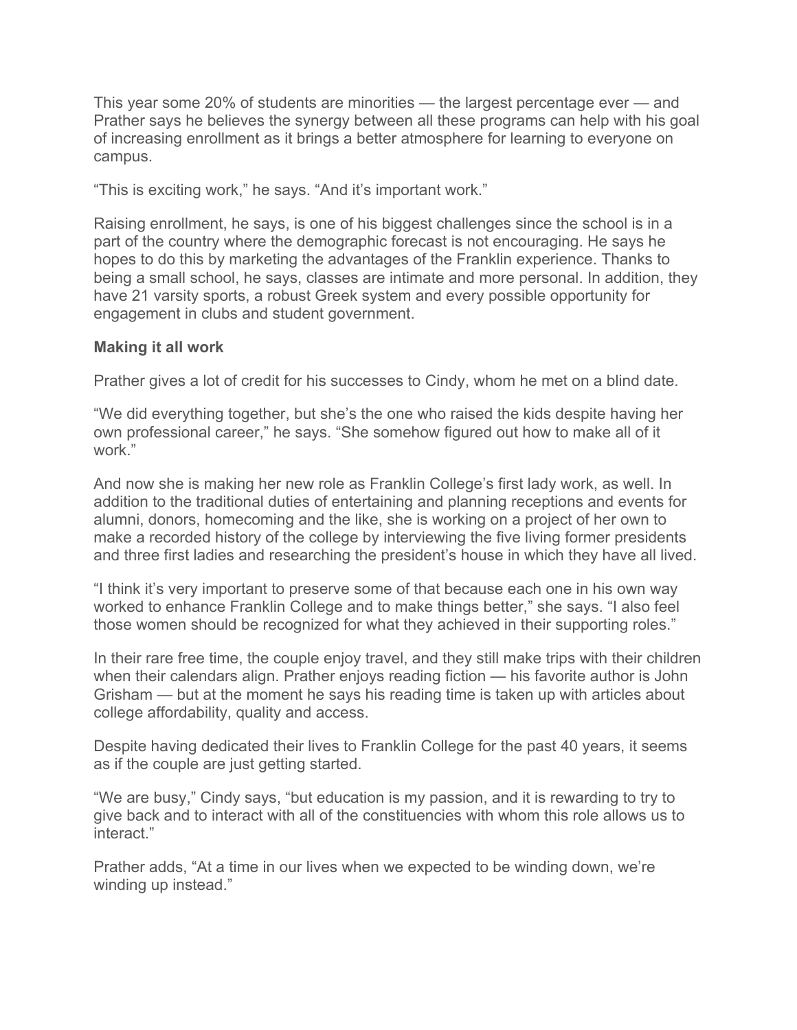This year some 20% of students are minorities — the largest percentage ever — and Prather says he believes the synergy between all these programs can help with his goal of increasing enrollment as it brings a better atmosphere for learning to everyone on campus.

"This is exciting work," he says. "And it's important work."

Raising enrollment, he says, is one of his biggest challenges since the school is in a part of the country where the demographic forecast is not encouraging. He says he hopes to do this by marketing the advantages of the Franklin experience. Thanks to being a small school, he says, classes are intimate and more personal. In addition, they have 21 varsity sports, a robust Greek system and every possible opportunity for engagement in clubs and student government.

**Making it all work**

Prather gives a lot of credit for his successes to Cindy, whom he met on a blind date.

"We did everything together, but she's the one who raised the kids despite having her own professional career," he says. "She somehow figured out how to make all of it work."

And now she is making her new role as Franklin College's first lady work, as well. In addition to the traditional duties of entertaining and planning receptions and events for alumni, donors, homecoming and the like, she is working on a project of her own to make a recorded history of the college by interviewing the five living former presidents and three first ladies and researching the president's house in which they have all lived.

"I think it's very important to preserve some of that because each one in his own way worked to enhance Franklin College and to make things better," she says. "I also feel those women should be recognized for what they achieved in their supporting roles."

In their rare free time, the couple enjoy travel, and they still make trips with their children when their calendars align. Prather enjoys reading fiction — his favorite author is John Grisham — but at the moment he says his reading time is taken up with articles about college affordability, quality and access.

Despite having dedicated their lives to Franklin College for the past 40 years, it seems as if the couple are just getting started.

"We are busy," Cindy says, "but education is my passion, and it is rewarding to try to give back and to interact with all of the constituencies with whom this role allows us to interact."

Prather adds, "At a time in our lives when we expected to be winding down, we're winding up instead."